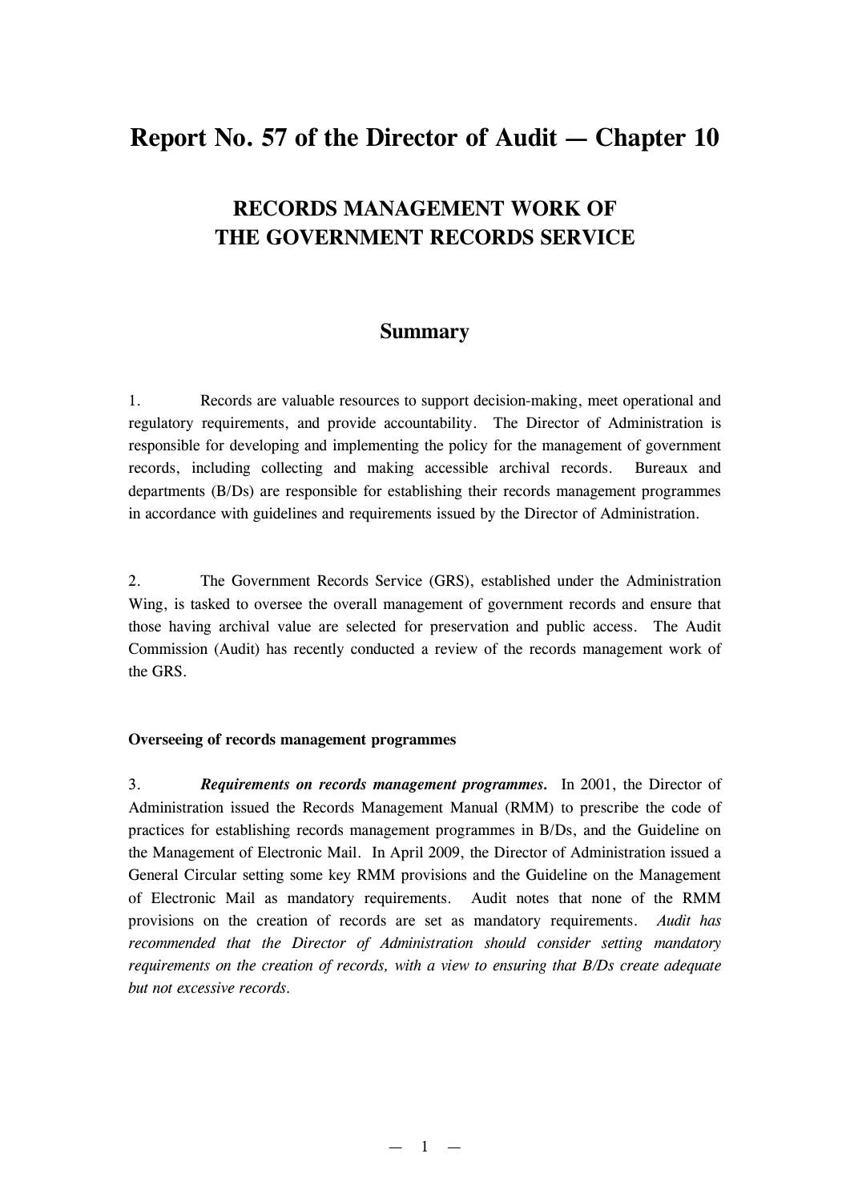# Report No. 57 of the Director of Audit — Chapter 10

## RECORDS MANAGEMENT WORK OF THE GOVERNMENT RECORDS SERVICE

### Summary

1. Records are valuable resources to support decision-making, meet operational and regulatory requirements, and provide accountability. The Director of Administration is responsible for developing and implementing the policy for the management of government records, including collecting and making accessible archival records. Bureaux and departments (B/Ds) are responsible for establishing their records management programmes in accordance with guidelines and requirements issued by the Director of Administration.

2. The Government Records Service (GRS), established under the Administration Wing, is tasked to oversee the overall management of government records and ensure that those having archival value are selected for preservation and public access. The Audit Commission (Audit) has recently conducted a review of the records management work of the GRS.

**Overseeing of records management programmes**

3. ***Requirements on records management programmes.*** In 2001, the Director of Administration issued the Records Management Manual (RMM) to prescribe the code of practices for establishing records management programmes in B/Ds, and the Guideline on the Management of Electronic Mail. In April 2009, the Director of Administration issued a General Circular setting some key RMM provisions and the Guideline on the Management of Electronic Mail as mandatory requirements. Audit notes that none of the RMM provisions on the creation of records are set as mandatory requirements. *Audit has recommended that the Director of Administration should consider setting mandatory requirements on the creation of records, with a view to ensuring that B/Ds create adequate but not excessive records.*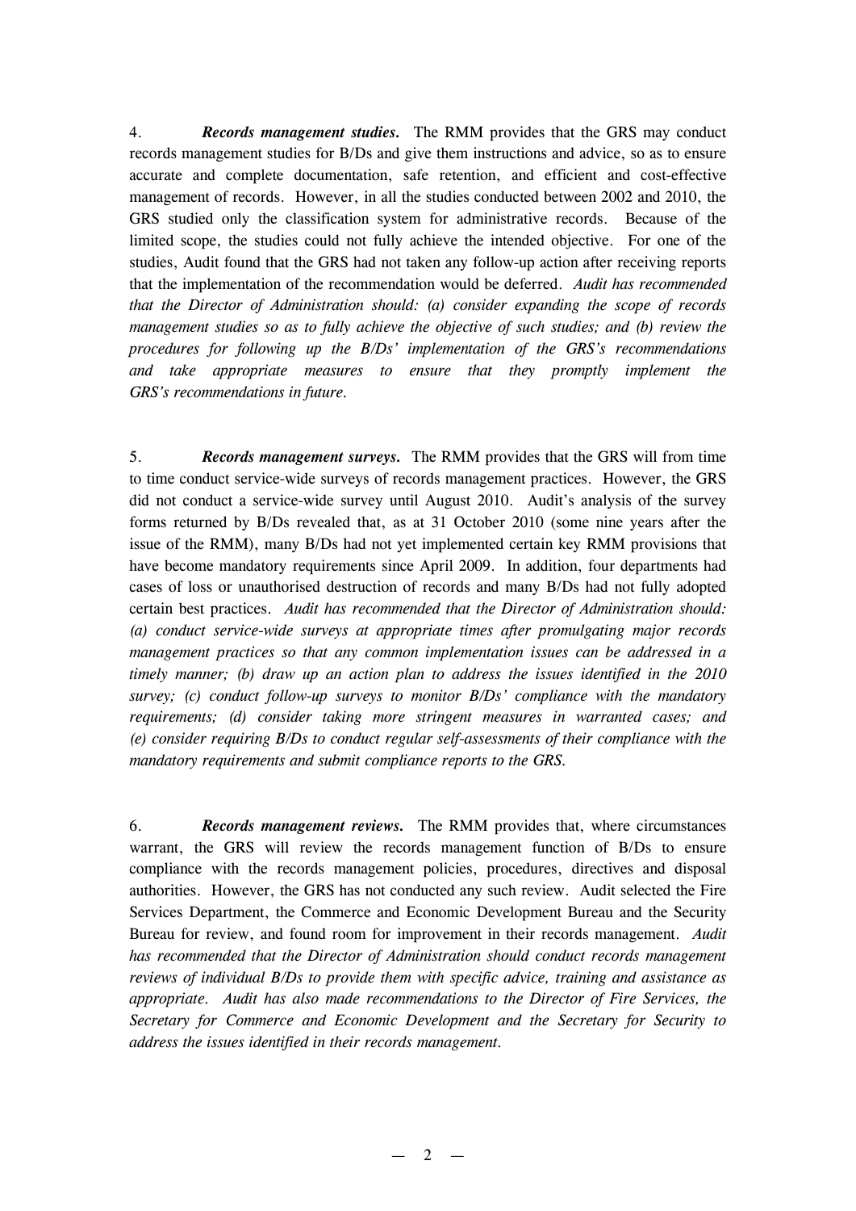4. ***Records management studies.*** The RMM provides that the GRS may conduct records management studies for B/Ds and give them instructions and advice, so as to ensure accurate and complete documentation, safe retention, and efficient and cost-effective management of records. However, in all the studies conducted between 2002 and 2010, the GRS studied only the classification system for administrative records. Because of the limited scope, the studies could not fully achieve the intended objective. For one of the studies, Audit found that the GRS had not taken any follow-up action after receiving reports that the implementation of the recommendation would be deferred. *Audit has recommended that the Director of Administration should: (a) consider expanding the scope of records management studies so as to fully achieve the objective of such studies; and (b) review the procedures for following up the B/Ds' implementation of the GRS's recommendations and take appropriate measures to ensure that they promptly implement the GRS's recommendations in future.*

5. ***Records management surveys.*** The RMM provides that the GRS will from time to time conduct service-wide surveys of records management practices. However, the GRS did not conduct a service-wide survey until August 2010. Audit's analysis of the survey forms returned by B/Ds revealed that, as at 31 October 2010 (some nine years after the issue of the RMM), many B/Ds had not yet implemented certain key RMM provisions that have become mandatory requirements since April 2009. In addition, four departments had cases of loss or unauthorised destruction of records and many B/Ds had not fully adopted certain best practices. *Audit has recommended that the Director of Administration should: (a) conduct service-wide surveys at appropriate times after promulgating major records management practices so that any common implementation issues can be addressed in a timely manner; (b) draw up an action plan to address the issues identified in the 2010 survey; (c) conduct follow-up surveys to monitor B/Ds' compliance with the mandatory requirements; (d) consider taking more stringent measures in warranted cases; and (e) consider requiring B/Ds to conduct regular self-assessments of their compliance with the mandatory requirements and submit compliance reports to the GRS.*

6. ***Records management reviews.*** The RMM provides that, where circumstances warrant, the GRS will review the records management function of B/Ds to ensure compliance with the records management policies, procedures, directives and disposal authorities. However, the GRS has not conducted any such review. Audit selected the Fire Services Department, the Commerce and Economic Development Bureau and the Security Bureau for review, and found room for improvement in their records management. *Audit has recommended that the Director of Administration should conduct records management reviews of individual B/Ds to provide them with specific advice, training and assistance as appropriate. Audit has also made recommendations to the Director of Fire Services, the Secretary for Commerce and Economic Development and the Secretary for Security to address the issues identified in their records management.*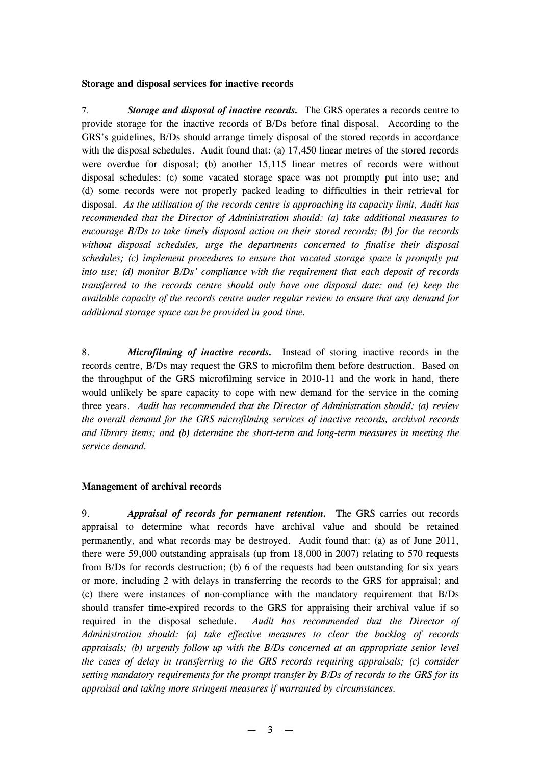**Storage and disposal services for inactive records**

7. ***Storage and disposal of inactive records.*** The GRS operates a records centre to provide storage for the inactive records of B/Ds before final disposal. According to the GRS's guidelines, B/Ds should arrange timely disposal of the stored records in accordance with the disposal schedules. Audit found that: (a) 17,450 linear metres of the stored records were overdue for disposal; (b) another 15,115 linear metres of records were without disposal schedules; (c) some vacated storage space was not promptly put into use; and (d) some records were not properly packed leading to difficulties in their retrieval for disposal. *As the utilisation of the records centre is approaching its capacity limit, Audit has recommended that the Director of Administration should: (a) take additional measures to encourage B/Ds to take timely disposal action on their stored records; (b) for the records without disposal schedules, urge the departments concerned to finalise their disposal schedules; (c) implement procedures to ensure that vacated storage space is promptly put into use; (d) monitor B/Ds' compliance with the requirement that each deposit of records transferred to the records centre should only have one disposal date; and (e) keep the available capacity of the records centre under regular review to ensure that any demand for additional storage space can be provided in good time.*

8. ***Microfilming of inactive records.*** Instead of storing inactive records in the records centre, B/Ds may request the GRS to microfilm them before destruction. Based on the throughput of the GRS microfilming service in 2010-11 and the work in hand, there would unlikely be spare capacity to cope with new demand for the service in the coming three years. *Audit has recommended that the Director of Administration should: (a) review the overall demand for the GRS microfilming services of inactive records, archival records and library items; and (b) determine the short-term and long-term measures in meeting the service demand.*

**Management of archival records**

9. ***Appraisal of records for permanent retention.*** The GRS carries out records appraisal to determine what records have archival value and should be retained permanently, and what records may be destroyed. Audit found that: (a) as of June 2011, there were 59,000 outstanding appraisals (up from 18,000 in 2007) relating to 570 requests from B/Ds for records destruction; (b) 6 of the requests had been outstanding for six years or more, including 2 with delays in transferring the records to the GRS for appraisal; and (c) there were instances of non-compliance with the mandatory requirement that B/Ds should transfer time-expired records to the GRS for appraising their archival value if so required in the disposal schedule. *Audit has recommended that the Director of Administration should: (a) take effective measures to clear the backlog of records appraisals; (b) urgently follow up with the B/Ds concerned at an appropriate senior level the cases of delay in transferring to the GRS records requiring appraisals; (c) consider setting mandatory requirements for the prompt transfer by B/Ds of records to the GRS for its appraisal and taking more stringent measures if warranted by circumstances.*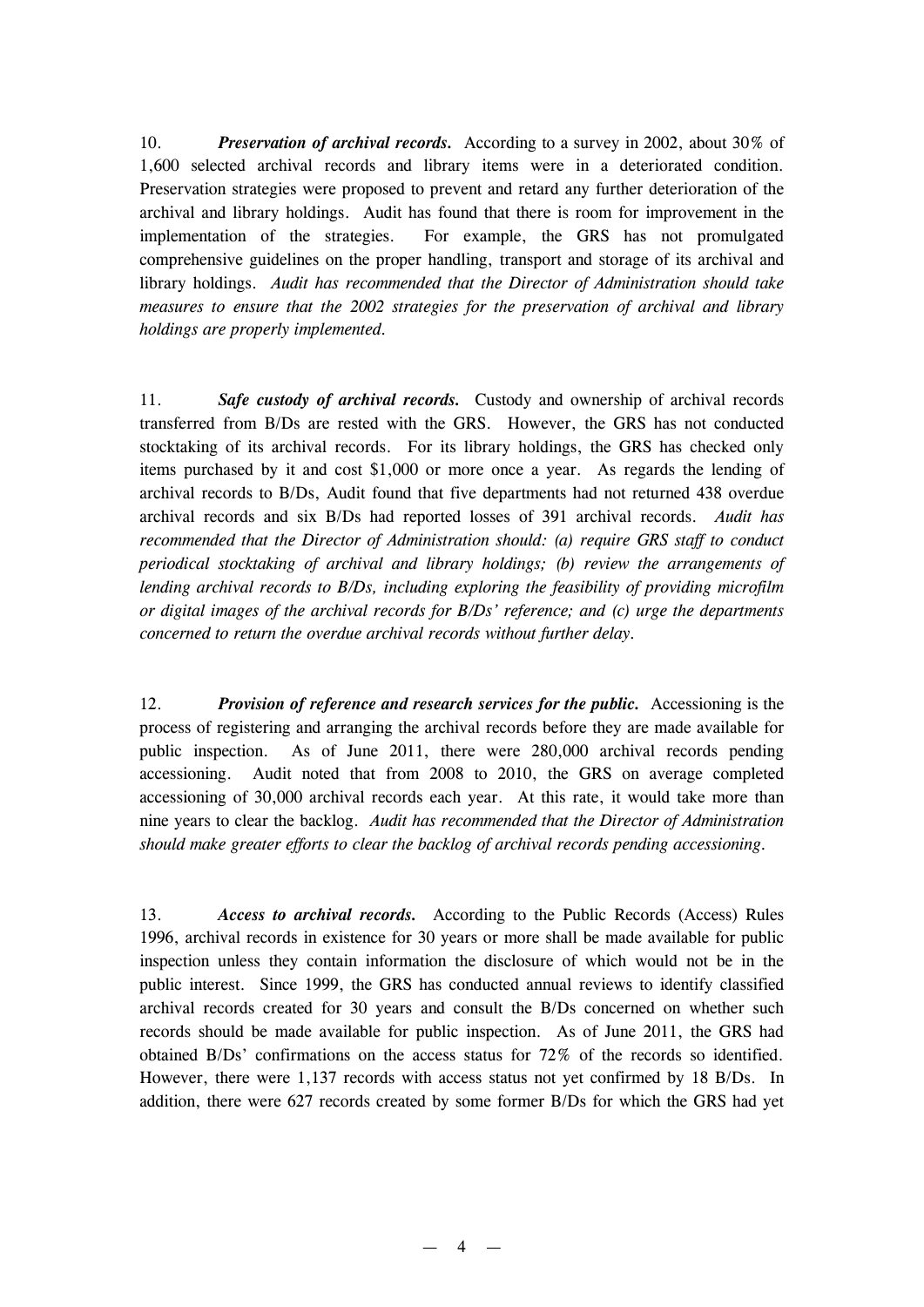10. ***Preservation of archival records.*** According to a survey in 2002, about 30% of 1,600 selected archival records and library items were in a deteriorated condition. Preservation strategies were proposed to prevent and retard any further deterioration of the archival and library holdings. Audit has found that there is room for improvement in the implementation of the strategies. For example, the GRS has not promulgated comprehensive guidelines on the proper handling, transport and storage of its archival and library holdings. *Audit has recommended that the Director of Administration should take measures to ensure that the 2002 strategies for the preservation of archival and library holdings are properly implemented.*

11. ***Safe custody of archival records.*** Custody and ownership of archival records transferred from B/Ds are rested with the GRS. However, the GRS has not conducted stocktaking of its archival records. For its library holdings, the GRS has checked only items purchased by it and cost $1,000 or more once a year. As regards the lending of archival records to B/Ds, Audit found that five departments had not returned 438 overdue archival records and six B/Ds had reported losses of 391 archival records. *Audit has recommended that the Director of Administration should: (a) require GRS staff to conduct periodical stocktaking of archival and library holdings; (b) review the arrangements of lending archival records to B/Ds, including exploring the feasibility of providing microfilm or digital images of the archival records for B/Ds' reference; and (c) urge the departments concerned to return the overdue archival records without further delay.*

12. ***Provision of reference and research services for the public.*** Accessioning is the process of registering and arranging the archival records before they are made available for public inspection. As of June 2011, there were 280,000 archival records pending accessioning. Audit noted that from 2008 to 2010, the GRS on average completed accessioning of 30,000 archival records each year. At this rate, it would take more than nine years to clear the backlog. *Audit has recommended that the Director of Administration should make greater efforts to clear the backlog of archival records pending accessioning.*

13. ***Access to archival records.*** According to the Public Records (Access) Rules 1996, archival records in existence for 30 years or more shall be made available for public inspection unless they contain information the disclosure of which would not be in the public interest. Since 1999, the GRS has conducted annual reviews to identify classified archival records created for 30 years and consult the B/Ds concerned on whether such records should be made available for public inspection. As of June 2011, the GRS had obtained B/Ds' confirmations on the access status for 72% of the records so identified. However, there were 1,137 records with access status not yet confirmed by 18 B/Ds. In addition, there were 627 records created by some former B/Ds for which the GRS had yet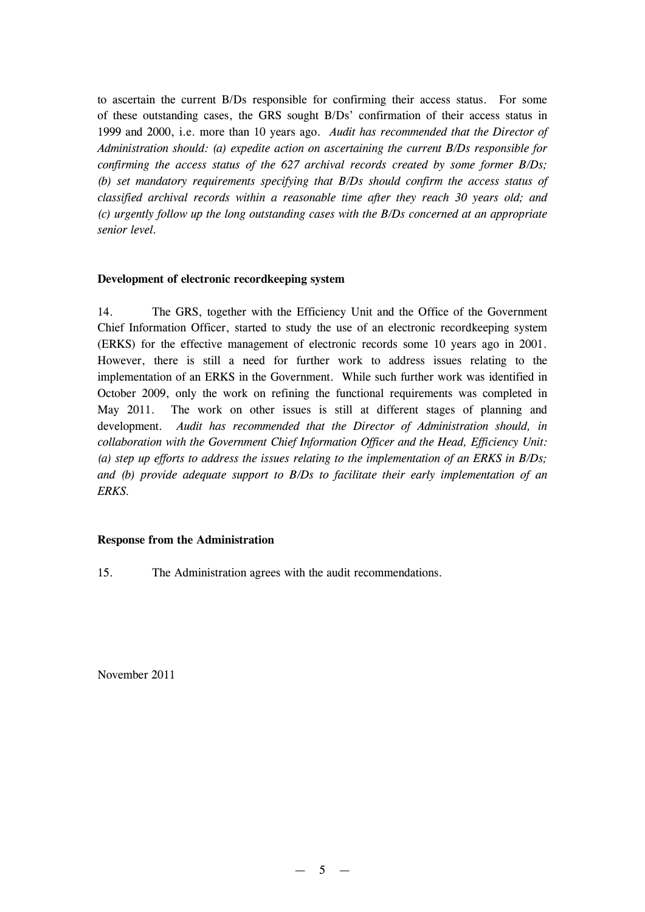to ascertain the current B/Ds responsible for confirming their access status. For some of these outstanding cases, the GRS sought B/Ds' confirmation of their access status in 1999 and 2000, i.e. more than 10 years ago. *Audit has recommended that the Director of Administration should: (a) expedite action on ascertaining the current B/Ds responsible for confirming the access status of the 627 archival records created by some former B/Ds; (b) set mandatory requirements specifying that B/Ds should confirm the access status of classified archival records within a reasonable time after they reach 30 years old; and (c) urgently follow up the long outstanding cases with the B/Ds concerned at an appropriate senior level.*

**Development of electronic recordkeeping system**

14. The GRS, together with the Efficiency Unit and the Office of the Government Chief Information Officer, started to study the use of an electronic recordkeeping system (ERKS) for the effective management of electronic records some 10 years ago in 2001. However, there is still a need for further work to address issues relating to the implementation of an ERKS in the Government. While such further work was identified in October 2009, only the work on refining the functional requirements was completed in May 2011. The work on other issues is still at different stages of planning and development. *Audit has recommended that the Director of Administration should, in collaboration with the Government Chief Information Officer and the Head, Efficiency Unit: (a) step up efforts to address the issues relating to the implementation of an ERKS in B/Ds; and (b) provide adequate support to B/Ds to facilitate their early implementation of an ERKS.*

**Response from the Administration**

15. The Administration agrees with the audit recommendations.

November 2011